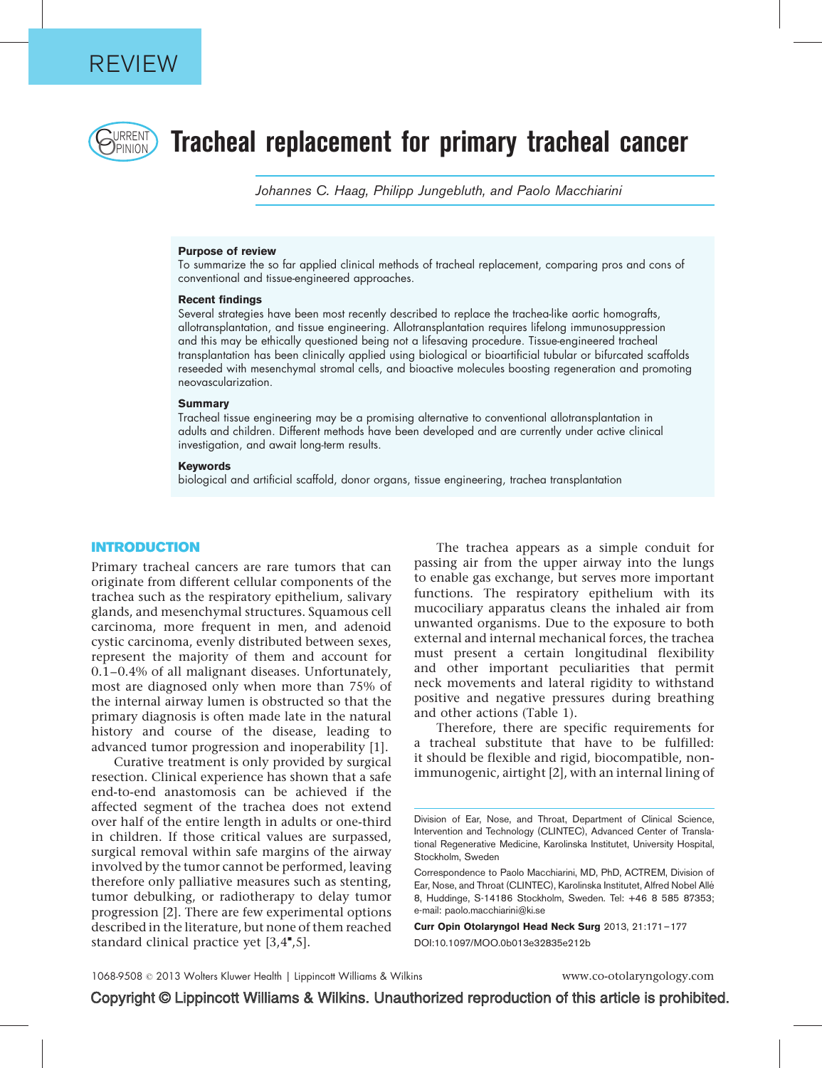REVIEW

# Tracheal replacement for primary tracheal cancer

*Johannes C. Haag, Philipp Jungebluth, and Paolo Macchiarini*

### Purpose of review

To summarize the so far applied clinical methods of tracheal replacement, comparing pros and cons of conventional and tissue-engineered approaches.

### Recent findings

Several strategies have been most recently described to replace the trachea-like aortic homografts, allotransplantation, and tissue engineering. Allotransplantation requires lifelong immunosuppression and this may be ethically questioned being not a lifesaving procedure. Tissue-engineered tracheal transplantation has been clinically applied using biological or bioartificial tubular or bifurcated scaffolds reseeded with mesenchymal stromal cells, and bioactive molecules boosting regeneration and promoting neovascularization.

### Summary

Tracheal tissue engineering may be a promising alternative to conventional allotransplantation in adults and children. Different methods have been developed and are currently under active clinical investigation, and await long-term results.

### Keywords

biological and artificial scaffold, donor organs, tissue engineering, trachea transplantation

## INTRODUCTION

Primary tracheal cancers are rare tumors that can originate from different cellular components of the trachea such as the respiratory epithelium, salivary glands, and mesenchymal structures. Squamous cell carcinoma, more frequent in men, and adenoid cystic carcinoma, evenly distributed between sexes, represent the majority of them and account for 0.1–0.4% of all malignant diseases. Unfortunately, most are diagnosed only when more than 75% of the internal airway lumen is obstructed so that the primary diagnosis is often made late in the natural history and course of the disease, leading to advanced tumor progression and inoperability [1].

Curative treatment is only provided by surgical resection. Clinical experience has shown that a safe end-to-end anastomosis can be achieved if the affected segment of the trachea does not extend over half of the entire length in adults or one-third in children. If those critical values are surpassed, surgical removal within safe margins of the airway involved by the tumor cannot be performed, leaving therefore only palliative measures such as stenting, tumor debulking, or radiotherapy to delay tumor progression [2]. There are few experimental options described in the literature, but none of them reached standard clinical practice yet [3,4▪,5].

The trachea appears as a simple conduit for passing air from the upper airway into the lungs to enable gas exchange, but serves more important functions. The respiratory epithelium with its mucociliary apparatus cleans the inhaled air from unwanted organisms. Due to the exposure to both external and internal mechanical forces, the trachea must present a certain longitudinal flexibility and other important peculiarities that permit neck movements and lateral rigidity to withstand positive and negative pressures during breathing and other actions (Table 1).

Therefore, there are specific requirements for a tracheal substitute that have to be fulfilled: it should be flexible and rigid, biocompatible, non-immunogenic, airtight [2], with an internal lining of

Division of Ear, Nose, and Throat, Department of Clinical Science, Intervention and Technology (CLINTEC), Advanced Center of Translational Regenerative Medicine, Karolinska Institutet, University Hospital, Stockholm, Sweden

Correspondence to Paolo Macchiarini, MD, PhD, ACTREM, Division of Ear, Nose, and Throat (CLINTEC), Karolinska Institutet, Alfred Nobel Allé 8, Huddinge, S-14186 Stockholm, Sweden. Tel: +46 8 585 87353; e-mail: paolo.macchiarini@ki.se

**Curr Opin Otolaryngol Head Neck Surg** 2013, 21:171–177

DOI:10.1097/MOO.0b013e32835e212b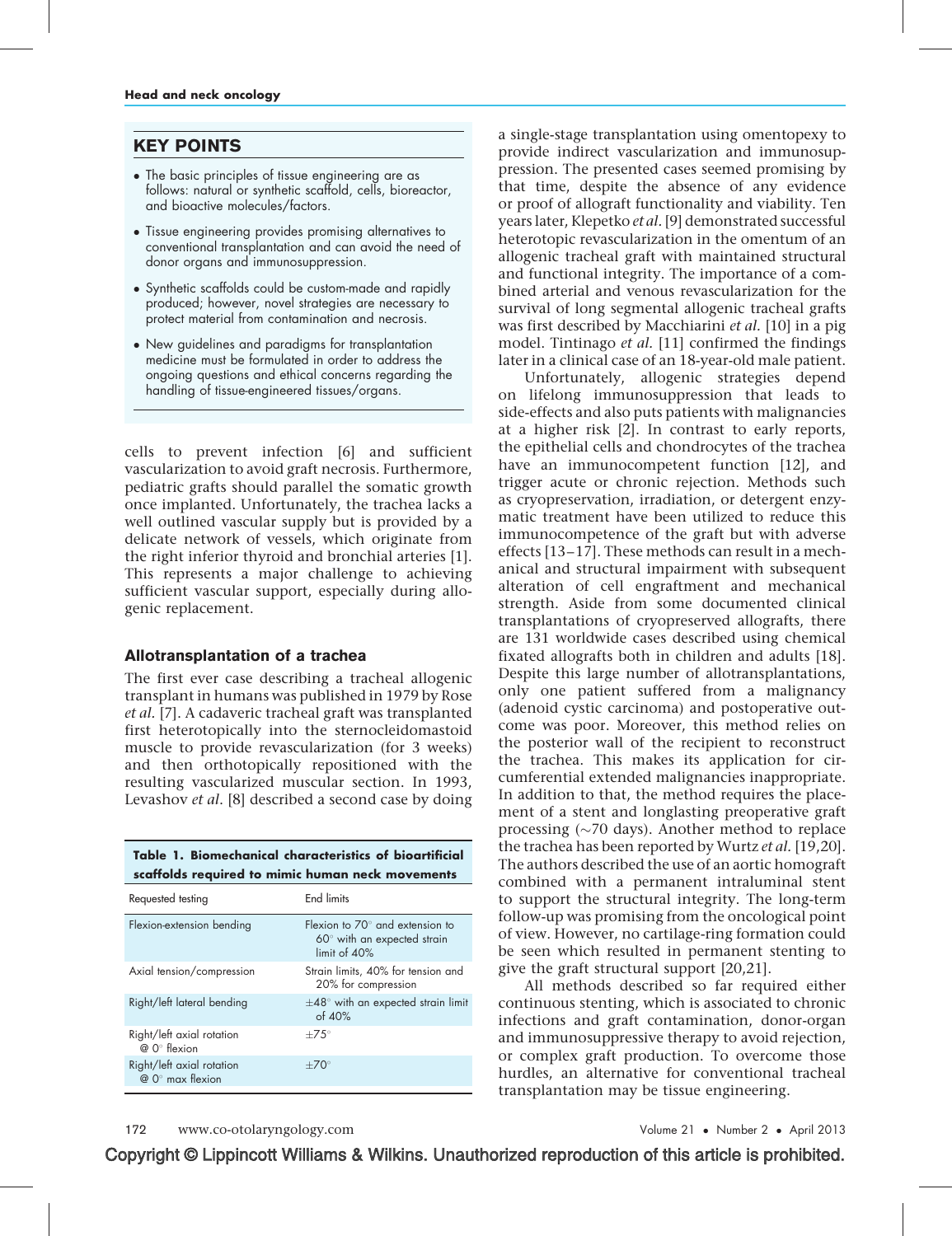## KEY POINTS

- The basic principles of tissue engineering are as follows: natural or synthetic scaffold, cells, bioreactor, and bioactive molecules/factors.
- Tissue engineering provides promising alternatives to conventional transplantation and can avoid the need of donor organs and immunosuppression.
- Synthetic scaffolds could be custom-made and rapidly produced; however, novel strategies are necessary to protect material from contamination and necrosis.
- New guidelines and paradigms for transplantation medicine must be formulated in order to address the ongoing questions and ethical concerns regarding the handling of tissue-engineered tissues/organs.

cells to prevent infection [6] and sufficient vascularization to avoid graft necrosis. Furthermore, pediatric grafts should parallel the somatic growth once implanted. Unfortunately, the trachea lacks a well outlined vascular supply but is provided by a delicate network of vessels, which originate from the right inferior thyroid and bronchial arteries [1]. This represents a major challenge to achieving sufficient vascular support, especially during allogenic replacement.

### Allotransplantation of a trachea

The first ever case describing a tracheal allogenic transplant in humans was published in 1979 by Rose *et al.* [7]. A cadaveric tracheal graft was transplanted first heterotopically into the sternocleidomastoid muscle to provide revascularization (for 3 weeks) and then orthotopically repositioned with the resulting vascularized muscular section. In 1993, Levashov *et al.* [8] described a second case by doing a single-stage transplantation using omentopexy to provide indirect vascularization and immunosuppression. The presented cases seemed promising by that time, despite the absence of any evidence or proof of allograft functionality and viability. Ten years later, Klepetko *et al.* [9] demonstrated successful heterotopic revascularization in the omentum of an allogenic tracheal graft with maintained structural and functional integrity. The importance of a combined arterial and venous revascularization for the survival of long segmental allogenic tracheal grafts was first described by Macchiarini *et al.* [10] in a pig model. Tintinago *et al.* [11] confirmed the findings later in a clinical case of an 18-year-old male patient.

Unfortunately, allogenic strategies depend on lifelong immunosuppression that leads to side-effects and also puts patients with malignancies at a higher risk [2]. In contrast to early reports, the epithelial cells and chondrocytes of the trachea have an immunocompetent function [12], and trigger acute or chronic rejection. Methods such as cryopreservation, irradiation, or detergent enzymatic treatment have been utilized to reduce this immunocompetence of the graft but with adverse effects [13–17]. These methods can result in a mechanical and structural impairment with subsequent alteration of cell engraftment and mechanical strength. Aside from some documented clinical transplantations of cryopreserved allografts, there are 131 worldwide cases described using chemical fixated allografts both in children and adults [18]. Despite this large number of allotransplantations, only one patient suffered from a malignancy (adenoid cystic carcinoma) and postoperative outcome was poor. Moreover, this method relies on the posterior wall of the recipient to reconstruct the trachea. This makes its application for circumferential extended malignancies inappropriate. In addition to that, the method requires the placement of a stent and longlasting preoperative graft processing (~70 days). Another method to replace the trachea has been reported by Wurtz *et al.* [19,20]. The authors described the use of an aortic homograft combined with a permanent intraluminal stent to support the structural integrity. The long-term follow-up was promising from the oncological point of view. However, no cartilage-ring formation could be seen which resulted in permanent stenting to give the graft structural support [20,21].

All methods described so far required either continuous stenting, which is associated to chronic infections and graft contamination, donor-organ and immunosuppressive therapy to avoid rejection, or complex graft production. To overcome those hurdles, an alternative for conventional tracheal transplantation may be tissue engineering.

**Table 1. Biomechanical characteristics of bioartificial scaffolds required to mimic human neck movements**

| Requested testing | End limits |
|---|---|
| Flexion-extension bending | Flexion to 70° and extension to 60° with an expected strain limit of 40% |
| Axial tension/compression | Strain limits, 40% for tension and 20% for compression |
| Right/left lateral bending | ±48° with an expected strain limit of 40% |
| Right/left axial rotation @ 0° flexion | ±75° |
| Right/left axial rotation @ 0° max flexion | ±70° |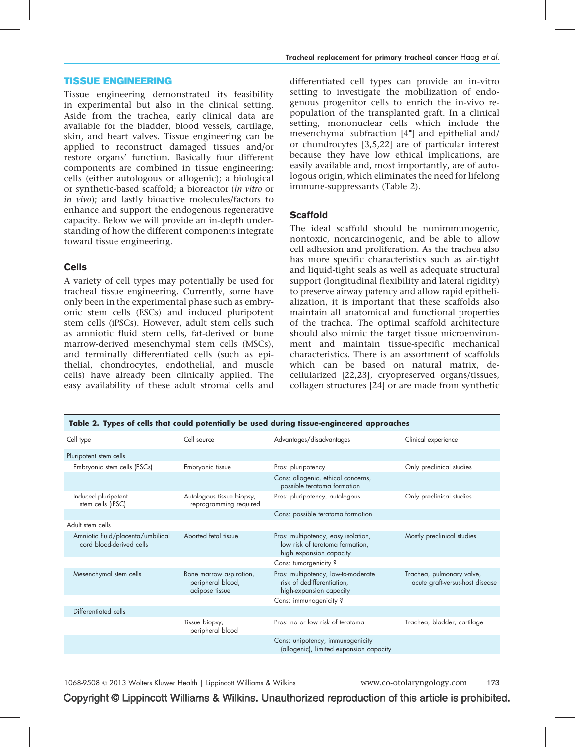## TISSUE ENGINEERING

Tissue engineering demonstrated its feasibility in experimental but also in the clinical setting. Aside from the trachea, early clinical data are available for the bladder, blood vessels, cartilage, skin, and heart valves. Tissue engineering can be applied to reconstruct damaged tissues and/or restore organs' function. Basically four different components are combined in tissue engineering: cells (either autologous or allogenic); a biological or synthetic-based scaffold; a bioreactor (*in vitro* or *in vivo*); and lastly bioactive molecules/factors to enhance and support the endogenous regenerative capacity. Below we will provide an in-depth understanding of how the different components integrate toward tissue engineering.

### Cells

A variety of cell types may potentially be used for tracheal tissue engineering. Currently, some have only been in the experimental phase such as embryonic stem cells (ESCs) and induced pluripotent stem cells (iPSCs). However, adult stem cells such as amniotic fluid stem cells, fat-derived or bone marrow-derived mesenchymal stem cells (MSCs), and terminally differentiated cells (such as epithelial, chondrocytes, endothelial, and muscle cells) have already been clinically applied. The easy availability of these adult stromal cells and differentiated cell types can provide an in-vitro setting to investigate the mobilization of endogenous progenitor cells to enrich the in-vivo repopulation of the transplanted graft. In a clinical setting, mononuclear cells which include the mesenchymal subfraction [4▪] and epithelial and/or chondrocytes [3,5,22] are of particular interest because they have low ethical implications, are easily available and, most importantly, are of autologous origin, which eliminates the need for lifelong immune-suppressants (Table 2).

### Scaffold

The ideal scaffold should be nonimmunogenic, nontoxic, noncarcinogenic, and be able to allow cell adhesion and proliferation. As the trachea also has more specific characteristics such as air-tight and liquid-tight seals as well as adequate structural support (longitudinal flexibility and lateral rigidity) to preserve airway patency and allow rapid epithelialization, it is important that these scaffolds also maintain all anatomical and functional properties of the trachea. The optimal scaffold architecture should also mimic the target tissue microenvironment and maintain tissue-specific mechanical characteristics. There is an assortment of scaffolds which can be based on natural matrix, decellularized [22,23], cryopreserved organs/tissues, collagen structures [24] or are made from synthetic

**Table 2. Types of cells that could potentially be used during tissue-engineered approaches**

| Cell type | Cell source | Advantages/disadvantages | Clinical experience |
|---|---|---|---|
| Pluripotent stem cells | | | |
| Embryonic stem cells (ESCs) | Embryonic tissue | Pros: pluripotency | Only preclinical studies |
| | | Cons: allogenic, ethical concerns, possible teratoma formation | |
| Induced pluripotent stem cells (iPSC) | Autologous tissue biopsy, reprogramming required | Pros: pluripotency, autologous | Only preclinical studies |
| | | Cons: possible teratoma formation | |
| Adult stem cells | | | |
| Amniotic fluid/placenta/umbilical cord blood-derived cells | Aborted fetal tissue | Pros: multipotency, easy isolation, low risk of teratoma formation, high expansion capacity | Mostly preclinical studies |
| | | Cons: tumorgenicity ? | |
| Mesenchymal stem cells | Bone marrow aspiration, peripheral blood, adipose tissue | Pros: multipotency, low-to-moderate risk of dedifferentiation, high-expansion capacity | Trachea, pulmonary valve, acute graft-versus-host disease |
| | | Cons: immunogenicity ? | |
| Differentiated cells | | | |
| | Tissue biopsy, peripheral blood | Pros: no or low risk of teratoma | Trachea, bladder, cartilage |
| | | Cons: unipotency, immunogenicity (allogenic), limited expansion capacity | |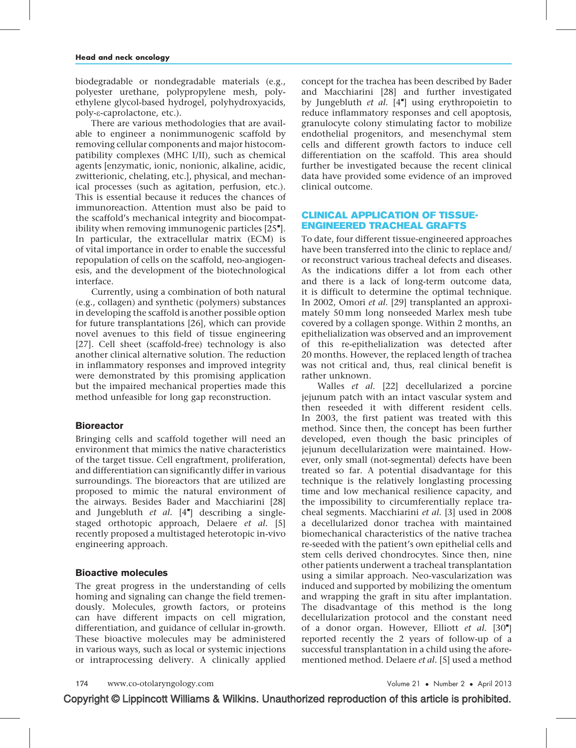biodegradable or nondegradable materials (e.g., polyester urethane, polypropylene mesh, polyethylene glycol-based hydrogel, polyhydroxyacids, poly-ε-caprolactone, etc.).

There are various methodologies that are available to engineer a nonimmunogenic scaffold by removing cellular components and major histocompatibility complexes (MHC I/II), such as chemical agents [enzymatic, ionic, nonionic, alkaline, acidic, zwitterionic, chelating, etc.], physical, and mechanical processes (such as agitation, perfusion, etc.). This is essential because it reduces the chances of immunoreaction. Attention must also be paid to the scaffold's mechanical integrity and biocompatibility when removing immunogenic particles [25▪]. In particular, the extracellular matrix (ECM) is of vital importance in order to enable the successful repopulation of cells on the scaffold, neo-angiogenesis, and the development of the biotechnological interface.

Currently, using a combination of both natural (e.g., collagen) and synthetic (polymers) substances in developing the scaffold is another possible option for future transplantations [26], which can provide novel avenues to this field of tissue engineering [27]. Cell sheet (scaffold-free) technology is also another clinical alternative solution. The reduction in inflammatory responses and improved integrity were demonstrated by this promising application but the impaired mechanical properties made this method unfeasible for long gap reconstruction.

### Bioreactor

Bringing cells and scaffold together will need an environment that mimics the native characteristics of the target tissue. Cell engraftment, proliferation, and differentiation can significantly differ in various surroundings. The bioreactors that are utilized are proposed to mimic the natural environment of the airways. Besides Bader and Macchiarini [28] and Jungebluth *et al.* [4▪] describing a single-staged orthotopic approach, Delaere *et al.* [5] recently proposed a multistaged heterotopic in-vivo engineering approach.

### Bioactive molecules

The great progress in the understanding of cells homing and signaling can change the field tremendously. Molecules, growth factors, or proteins can have different impacts on cell migration, differentiation, and guidance of cellular in-growth. These bioactive molecules may be administered in various ways, such as local or systemic injections or intraprocessing delivery. A clinically applied concept for the trachea has been described by Bader and Macchiarini [28] and further investigated by Jungebluth *et al.* [4▪] using erythropoietin to reduce inflammatory responses and cell apoptosis, granulocyte colony stimulating factor to mobilize endothelial progenitors, and mesenchymal stem cells and different growth factors to induce cell differentiation on the scaffold. This area should further be investigated because the recent clinical data have provided some evidence of an improved clinical outcome.

## CLINICAL APPLICATION OF TISSUE-ENGINEERED TRACHEAL GRAFTS

To date, four different tissue-engineered approaches have been transferred into the clinic to replace and/or reconstruct various tracheal defects and diseases. As the indications differ a lot from each other and there is a lack of long-term outcome data, it is difficult to determine the optimal technique. In 2002, Omori *et al.* [29] transplanted an approximately 50 mm long nonseeded Marlex mesh tube covered by a collagen sponge. Within 2 months, an epithelialization was observed and an improvement of this re-epithelialization was detected after 20 months. However, the replaced length of trachea was not critical and, thus, real clinical benefit is rather unknown.

Walles *et al.* [22] decellularized a porcine jejunum patch with an intact vascular system and then reseeded it with different resident cells. In 2003, the first patient was treated with this method. Since then, the concept has been further developed, even though the basic principles of jejunum decellularization were maintained. However, only small (not-segmental) defects have been treated so far. A potential disadvantage for this technique is the relatively longlasting processing time and low mechanical resilience capacity, and the impossibility to circumferentially replace tracheal segments. Macchiarini *et al.* [3] used in 2008 a decellularized donor trachea with maintained biomechanical characteristics of the native trachea re-seeded with the patient's own epithelial cells and stem cells derived chondrocytes. Since then, nine other patients underwent a tracheal transplantation using a similar approach. Neo-vascularization was induced and supported by mobilizing the omentum and wrapping the graft in situ after implantation. The disadvantage of this method is the long decellularization protocol and the constant need of a donor organ. However, Elliott *et al.* [30▪] reported recently the 2 years of follow-up of a successful transplantation in a child using the aforementioned method. Delaere *et al.* [5] used a method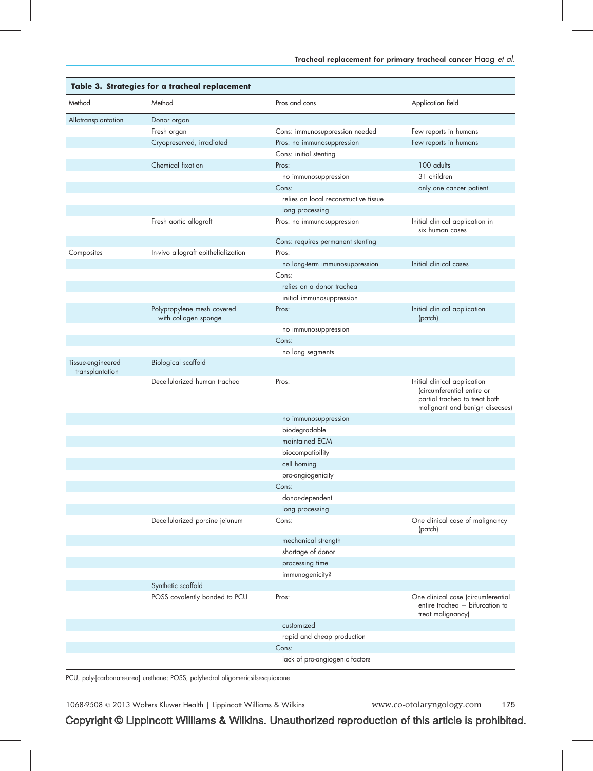**Table 3. Strategies for a tracheal replacement**

| Method | Method | Pros and cons | Application field |
|---|---|---|---|
| Allotransplantation | Donor organ | | |
| | Fresh organ | Cons: immunosuppression needed | Few reports in humans |
| | Cryopreserved, irradiated | Pros: no immunosuppression | Few reports in humans |
| | | Cons: initial stenting | |
| | Chemical fixation | Pros: | 100 adults |
| | | no immunosuppression | 31 children |
| | | Cons: | only one cancer patient |
| | | relies on local reconstructive tissue | |
| | | long processing | |
| | Fresh aortic allograft | Pros: no immunosuppression | Initial clinical application in six human cases |
| | | Cons: requires permanent stenting | |
| Composites | In-vivo allograft epithelialization | Pros: | |
| | | no long-term immunosuppression | Initial clinical cases |
| | | Cons: | |
| | | relies on a donor trachea | |
| | | initial immunosuppression | |
| | Polypropylene mesh covered with collagen sponge | Pros: | Initial clinical application (patch) |
| | | no immunosuppression | |
| | | Cons: | |
| | | no long segments | |
| Tissue-engineered transplantation | Biological scaffold | | |
| | Decellularized human trachea | Pros: | Initial clinical application (circumferential entire or partial trachea to treat both malignant and benign diseases) |
| | | no immunosuppression | |
| | | biodegradable | |
| | | maintained ECM | |
| | | biocompatibility | |
| | | cell homing | |
| | | pro-angiogenicity | |
| | | Cons: | |
| | | donor-dependent | |
| | | long processing | |
| | Decellularized porcine jejunum | Cons: | One clinical case of malignancy (patch) |
| | | mechanical strength | |
| | | shortage of donor | |
| | | processing time | |
| | | immunogenicity? | |
| | Synthetic scaffold | | |
| | POSS covalently bonded to PCU | Pros: | One clinical case (circumferential entire trachea + bifurcation to treat malignancy) |
| | | customized | |
| | | rapid and cheap production | |
| | | Cons: | |
| | | lack of pro-angiogenic factors | |

PCU, poly-[carbonate-urea] urethane; POSS, polyhedral oligomericsilsesquioxane.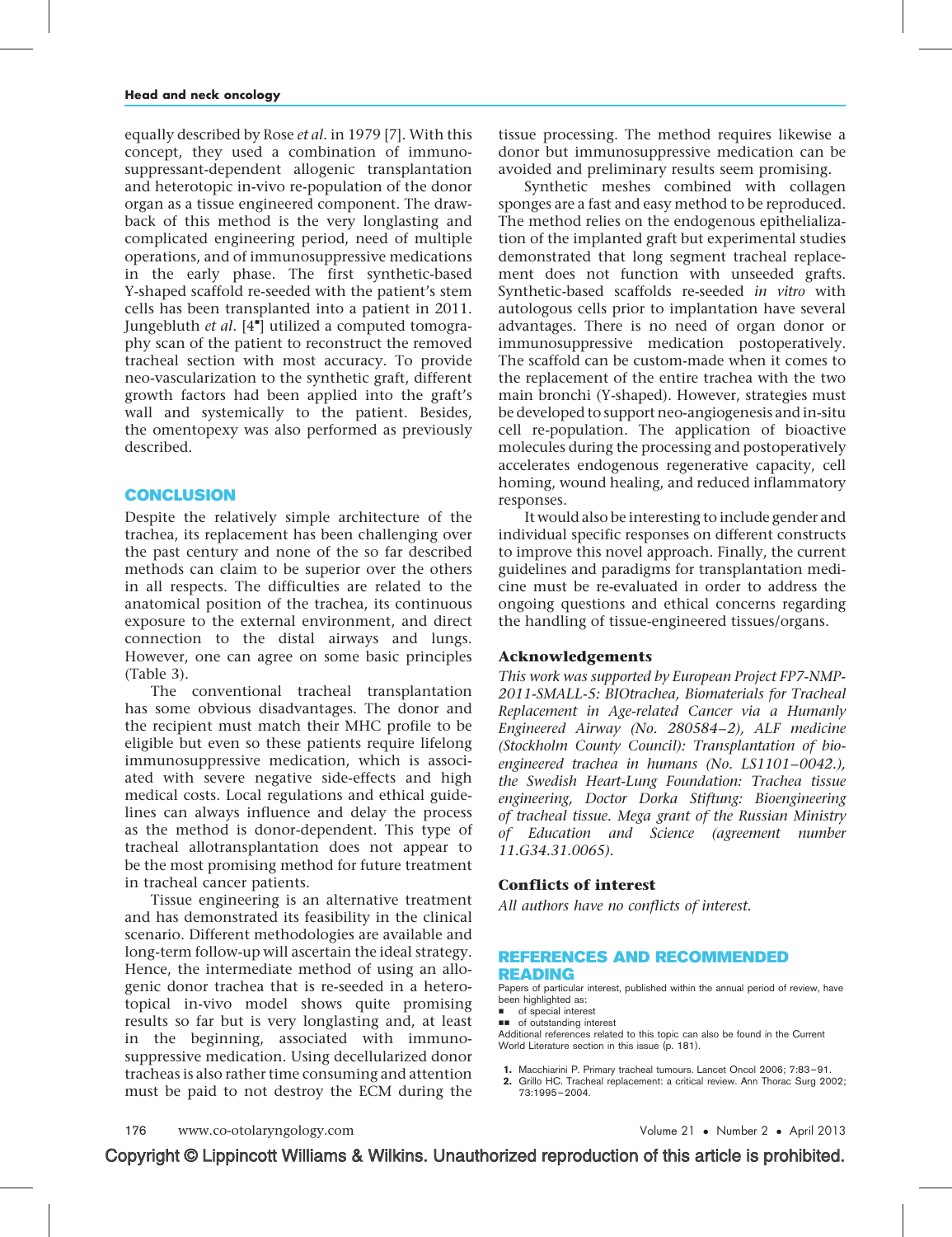equally described by Rose *et al.* in 1979 [7]. With this concept, they used a combination of immunosuppressant-dependent allogenic transplantation and heterotopic in-vivo re-population of the donor organ as a tissue engineered component. The drawback of this method is the very longlasting and complicated engineering period, need of multiple operations, and of immunosuppressive medications in the early phase. The first synthetic-based Y-shaped scaffold re-seeded with the patient's stem cells has been transplanted into a patient in 2011. Jungebluth *et al.* [4■] utilized a computed tomography scan of the patient to reconstruct the removed tracheal section with most accuracy. To provide neo-vascularization to the synthetic graft, different growth factors had been applied into the graft's wall and systemically to the patient. Besides, the omentopexy was also performed as previously described.

## CONCLUSION

Despite the relatively simple architecture of the trachea, its replacement has been challenging over the past century and none of the so far described methods can claim to be superior over the others in all respects. The difficulties are related to the anatomical position of the trachea, its continuous exposure to the external environment, and direct connection to the distal airways and lungs. However, one can agree on some basic principles (Table 3).

The conventional tracheal transplantation has some obvious disadvantages. The donor and the recipient must match their MHC profile to be eligible but even so these patients require lifelong immunosuppressive medication, which is associated with severe negative side-effects and high medical costs. Local regulations and ethical guidelines can always influence and delay the process as the method is donor-dependent. This type of tracheal allotransplantation does not appear to be the most promising method for future treatment in tracheal cancer patients.

Tissue engineering is an alternative treatment and has demonstrated its feasibility in the clinical scenario. Different methodologies are available and long-term follow-up will ascertain the ideal strategy. Hence, the intermediate method of using an allogenic donor trachea that is re-seeded in a heterotopical in-vivo model shows quite promising results so far but is very longlasting and, at least in the beginning, associated with immunosuppressive medication. Using decellularized donor tracheas is also rather time consuming and attention must be paid to not destroy the ECM during the tissue processing. The method requires likewise a donor but immunosuppressive medication can be avoided and preliminary results seem promising.

Synthetic meshes combined with collagen sponges are a fast and easy method to be reproduced. The method relies on the endogenous epithelialization of the implanted graft but experimental studies demonstrated that long segment tracheal replacement does not function with unseeded grafts. Synthetic-based scaffolds re-seeded *in vitro* with autologous cells prior to implantation have several advantages. There is no need of organ donor or immunosuppressive medication postoperatively. The scaffold can be custom-made when it comes to the replacement of the entire trachea with the two main bronchi (Y-shaped). However, strategies must be developed to support neo-angiogenesis and in-situ cell re-population. The application of bioactive molecules during the processing and postoperatively accelerates endogenous regenerative capacity, cell homing, wound healing, and reduced inflammatory responses.

It would also be interesting to include gender and individual specific responses on different constructs to improve this novel approach. Finally, the current guidelines and paradigms for transplantation medicine must be re-evaluated in order to address the ongoing questions and ethical concerns regarding the handling of tissue-engineered tissues/organs.

### Acknowledgements

*This work was supported by European Project FP7-NMP-2011-SMALL-5: BIOtrachea, Biomaterials for Tracheal Replacement in Age-related Cancer via a Humanly Engineered Airway (No. 280584–2), ALF medicine (Stockholm County Council): Transplantation of bioengineered trachea in humans (No. LS1101–0042.), the Swedish Heart-Lung Foundation: Trachea tissue engineering, Doctor Dorka Stiftung: Bioengineering of tracheal tissue. Mega grant of the Russian Ministry of Education and Science (agreement number 11.G34.31.0065).*

### Conflicts of interest

*All authors have no conflicts of interest.*

## REFERENCES AND RECOMMENDED READING

Papers of particular interest, published within the annual period of review, have been highlighted as:

■ of special interest

■■ of outstanding interest

Additional references related to this topic can also be found in the Current World Literature section in this issue (p. 181).

1. Macchiarini P. Primary tracheal tumours. Lancet Oncol 2006; 7:83–91.
2. Grillo HC. Tracheal replacement: a critical review. Ann Thorac Surg 2002; 73:1995–2004.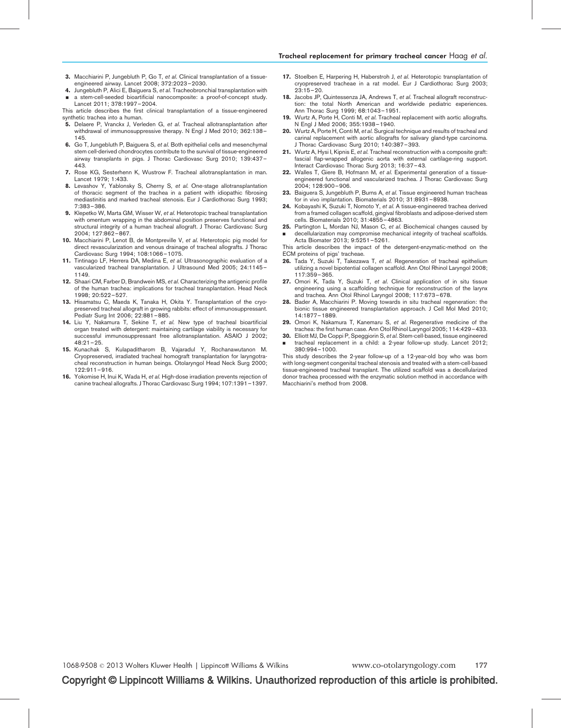3. Macchiarini P, Jungebluth P, Go T, *et al.* Clinical transplantation of a tissue-engineered airway. Lancet 2008; 372:2023–2030.
4. Jungebluth P, Alici E, Baiguera S, *et al.* Tracheobronchial transplantation with ▪ a stem-cell-seeded bioartificial nanocomposite: a proof-of-concept study. Lancet 2011; 378:1997–2004.

This article describes the first clinical transplantation of a tissue-engineered synthetic trachea into a human.

5. Delaere P, Vranckx J, Verleden G, *et al.* Tracheal allotransplantation after withdrawal of immunosuppressive therapy. N Engl J Med 2010; 362:138–145.
6. Go T, Jungebluth P, Baiguera S, *et al.* Both epithelial cells and mesenchymal stem cell-derived chondrocytes contribute to the survival of tissue-engineered airway transplants in pigs. J Thorac Cardiovasc Surg 2010; 139:437–443.
7. Rose KG, Sesterhenn K, Wustrow F. Tracheal allotransplantation in man. Lancet 1979; 1:433.
8. Levashov Y, Yablonsky S, Cherny S, *et al.* One-stage allotransplantation of thoracic segment of the trachea in a patient with idiopathic fibrosing mediastinitis and marked tracheal stenosis. Eur J Cardiothorac Surg 1993; 7:383–386.
9. Klepetko W, Marta GM, Wisser W, *et al.* Heterotopic tracheal transplantation with omentum wrapping in the abdominal position preserves functional and structural integrity of a human tracheal allograft. J Thorac Cardiovasc Surg 2004; 127:862–867.
10. Macchiarini P, Lenot B, de Montpreville V, *et al.* Heterotopic pig model for direct revascularization and venous drainage of tracheal allografts. J Thorac Cardiovasc Surg 1994; 108:1066–1075.
11. Tintinago LF, Herrera DA, Medina E, *et al.* Ultrasonographic evaluation of a vascularized tracheal transplantation. J Ultrasound Med 2005; 24:1145–1149.
12. Shaari CM, Farber D, Brandwein MS, *et al.* Characterizing the antigenic profile of the human trachea: implications for tracheal transplantation. Head Neck 1998; 20:522–527.
13. Hisamatsu C, Maeda K, Tanaka H, Okita Y. Transplantation of the cryopreserved tracheal allograft in growing rabbits: effect of immunosuppressant. Pediatr Surg Int 2006; 22:881–885.
14. Liu Y, Nakamura T, Sekine T, *et al.* New type of tracheal bioartificial organ treated with detergent: maintaining cartilage viability is necessary for successful immunosuppressant free allotransplantation. ASAIO J 2002; 48:21–25.
15. Kunachak S, Kulapaditharom B, Vajaradul Y, Rochanawutanon M. Cryopreserved, irradiated tracheal homograft transplantation for laryngotracheal reconstruction in human beings. Otolaryngol Head Neck Surg 2000; 122:911–916.
16. Yokomise H, Inui K, Wada H, *et al.* High-dose irradiation prevents rejection of canine tracheal allografts. J Thorac Cardiovasc Surg 1994; 107:1391–1397.
17. Stoelben E, Harpering H, Haberstroh J, *et al.* Heterotopic transplantation of cryopreserved tracheae in a rat model. Eur J Cardiothorac Surg 2003; 23:15–20.
18. Jacobs JP, Quintessenza JA, Andrews T, *et al.* Tracheal allograft reconstruction: the total North American and worldwide pediatric experiences. Ann Thorac Surg 1999; 68:1043–1951.
19. Wurtz A, Porte H, Conti M, *et al.* Tracheal replacement with aortic allografts. N Engl J Med 2006; 355:1938–1940.
20. Wurtz A, Porte H, Conti M, *et al.* Surgical technique and results of tracheal and carinal replacement with aortic allografts for salivary gland-type carcinoma. J Thorac Cardiovasc Surg 2010; 140:387–393.
21. Wurtz A, Hysi I, Kipnis E, *et al.* Tracheal reconstruction with a composite graft: fascial flap-wrapped allogenic aorta with external cartilage-ring support. Interact Cardiovasc Thorac Surg 2013; 16:37–43.
22. Walles T, Giere B, Hofmann M, *et al.* Experimental generation of a tissue-engineered functional and vascularized trachea. J Thorac Cardiovasc Surg 2004; 128:900–906.
23. Baiguera S, Jungebluth P, Burns A, *et al.* Tissue engineered human tracheas for in vivo implantation. Biomaterials 2010; 31:8931–8938.
24. Kobayashi K, Suzuki T, Nomoto Y, *et al.* A tissue-engineered trachea derived from a framed collagen scaffold, gingival fibroblasts and adipose-derived stem cells. Biomaterials 2010; 31:4855–4863.
25. Partington L, Mordan NJ, Mason C, *et al.* Biochemical changes caused by ▪ decellularization may compromise mechanical integrity of tracheal scaffolds. Acta Biomater 2013; 9:5251–5261.

This article describes the impact of the detergent-enzymatic-method on the ECM proteins of pigs' tracheae.

26. Tada Y, Suzuki T, Takezawa T, *et al.* Regeneration of tracheal epithelium utilizing a novel bipotential collagen scaffold. Ann Otol Rhinol Laryngol 2008; 117:359–365.
27. Omori K, Tada Y, Suzuki T, *et al.* Clinical application of in situ tissue engineering using a scaffolding technique for reconstruction of the larynx and trachea. Ann Otol Rhinol Laryngol 2008; 117:673–678.
28. Bader A, Macchiarini P. Moving towards in situ tracheal regeneration: the bionic tissue engineered transplantation approach. J Cell Mol Med 2010; 14:1877–1889.
29. Omori K, Nakamura T, Kanemaru S, *et al.* Regenerative medicine of the trachea: the first human case. Ann Otol Rhinol Laryngol 2005; 114:429–433.
30. Elliott MJ, De Coppi P, Speggiorin S, *et al.* Stem-cell-based, tissue engineered ▪ tracheal replacement in a child: a 2-year follow-up study. Lancet 2012; 380:994–1000.

This study describes the 2-year follow-up of a 12-year-old boy who was born with long-segment congenital tracheal stenosis and treated with a stem-cell-based tissue-engineered tracheal transplant. The utilized scaffold was a decellularized donor trachea processed with the enzymatic solution method in accordance with Macchiarini's method from 2008.